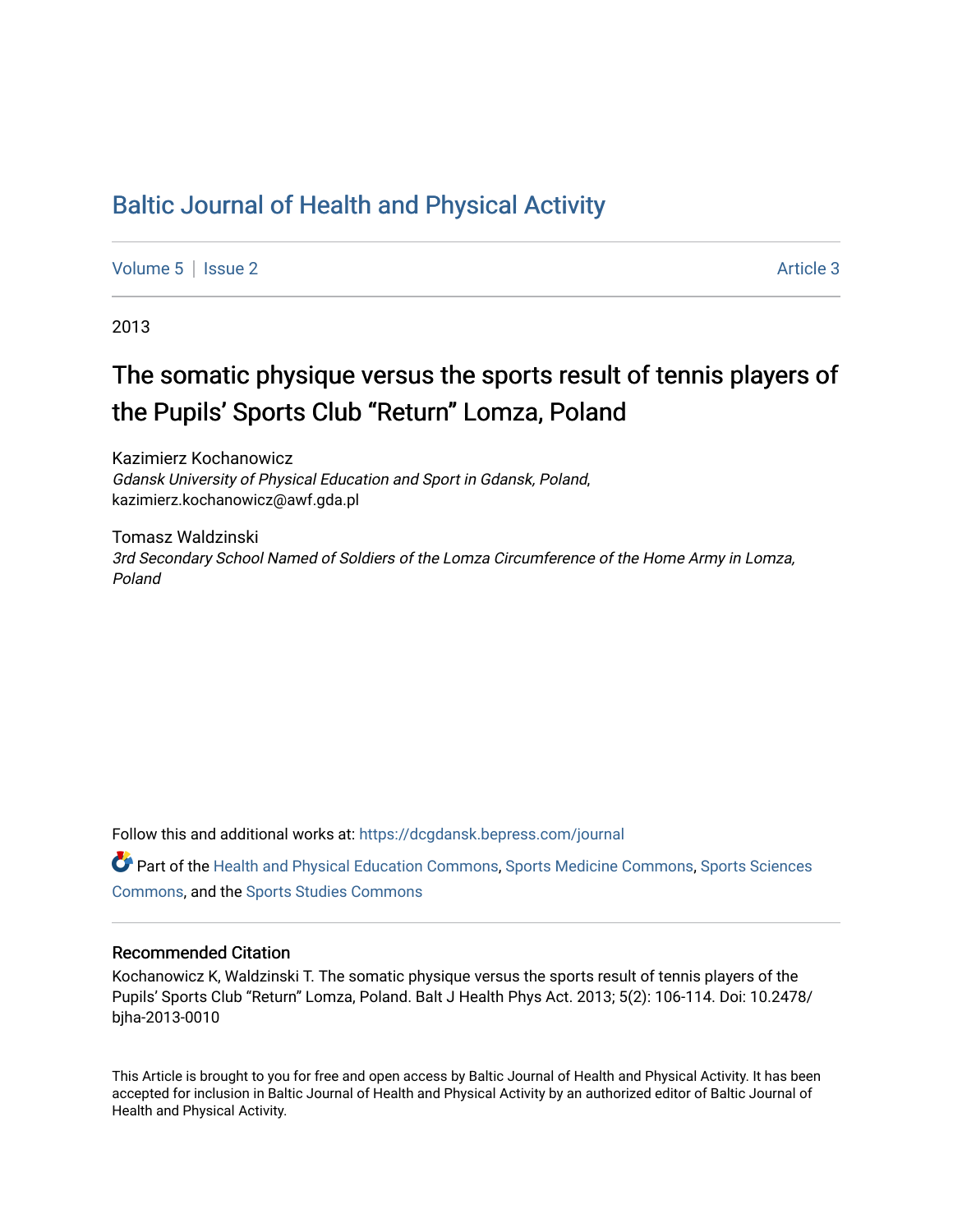# Baltic Journal of Health and Physical Activity

Volume 5 | Issue 2 Article 3

2013

## The somatic physique versus the sports result of tennis players of the Pupils' Sports Club "Return" Lomza, Poland

Kazimierz Kochanowicz
*Gdansk University of Physical Education and Sport in Gdansk, Poland*, kazimierz.kochanowicz@awf.gda.pl

Tomasz Waldzinski
*3rd Secondary School Named of Soldiers of the Lomza Circumference of the Home Army in Lomza, Poland*

Follow this and additional works at: https://dcgdansk.bepress.com/journal

Part of the Health and Physical Education Commons, Sports Medicine Commons, Sports Sciences Commons, and the Sports Studies Commons

### Recommended Citation

Kochanowicz K, Waldzinski T. The somatic physique versus the sports result of tennis players of the Pupils' Sports Club "Return" Lomza, Poland. Balt J Health Phys Act. 2013; 5(2): 106-114. Doi: 10.2478/bjha-2013-0010

This Article is brought to you for free and open access by Baltic Journal of Health and Physical Activity. It has been accepted for inclusion in Baltic Journal of Health and Physical Activity by an authorized editor of Baltic Journal of Health and Physical Activity.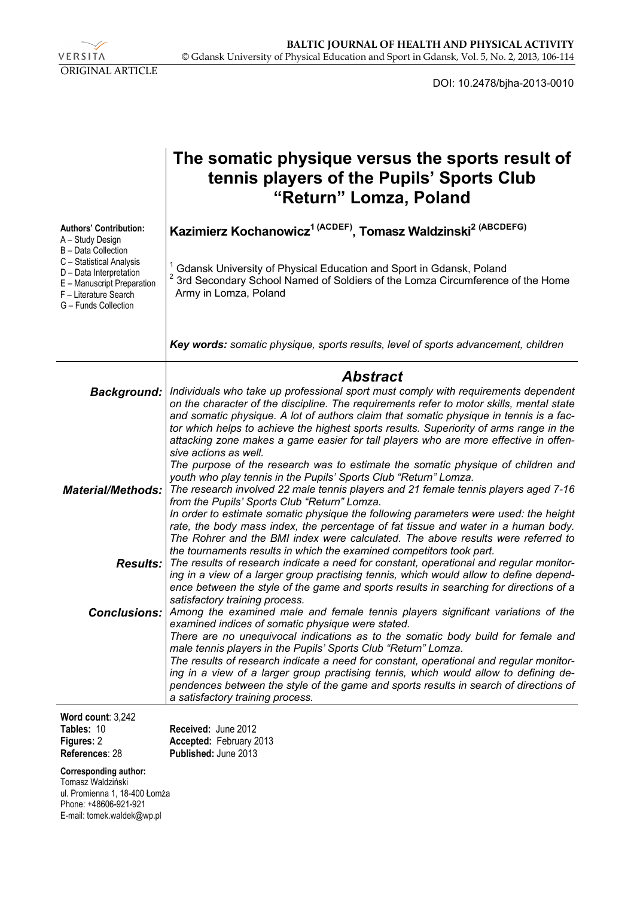ORIGINAL ARTICLE

DOI: 10.2478/bjha-2013-0010

# The somatic physique versus the sports result of tennis players of the Pupils' Sports Club "Return" Lomza, Poland

**Kazimierz Kochanowicz[1 (ACDEF)], Tomasz Waldzinski[2 (ABCDEFG)]**

[1] Gdansk University of Physical Education and Sport in Gdansk, Poland
[2] 3rd Secondary School Named of Soldiers of the Lomza Circumference of the Home Army in Lomza, Poland

**Authors' Contribution:**
A – Study Design
B – Data Collection
C – Statistical Analysis
D – Data Interpretation
E – Manuscript Preparation
F – Literature Search
G – Funds Collection

***Key words:*** *somatic physique, sports results, level of sports advancement, children*

## Abstract

***Background:*** *Individuals who take up professional sport must comply with requirements dependent on the character of the discipline. The requirements refer to motor skills, mental state and somatic physique. A lot of authors claim that somatic physique in tennis is a factor which helps to achieve the highest sports results. Superiority of arms range in the attacking zone makes a game easier for tall players who are more effective in offensive actions as well.*
*The purpose of the research was to estimate the somatic physique of children and youth who play tennis in the Pupils' Sports Club "Return" Lomza.*

***Material/Methods:*** *The research involved 22 male tennis players and 21 female tennis players aged 7-16 from the Pupils' Sports Club "Return" Lomza.*
*In order to estimate somatic physique the following parameters were used: the height rate, the body mass index, the percentage of fat tissue and water in a human body. The Rohrer and the BMI index were calculated. The above results were referred to the tournaments results in which the examined competitors took part.*

***Results:*** *The results of research indicate a need for constant, operational and regular monitoring in a view of a larger group practising tennis, which would allow to define dependence between the style of the game and sports results in searching for directions of a satisfactory training process.*

***Conclusions:*** *Among the examined male and female tennis players significant variations of the examined indices of somatic physique were stated.*
*There are no unequivocal indications as to the somatic body build for female and male tennis players in the Pupils' Sports Club "Return" Lomza.*
*The results of research indicate a need for constant, operational and regular monitoring in a view of a larger group practising tennis, which would allow to defining dependences between the style of the game and sports results in search of directions of a satisfactory training process.*

**Word count**: 3,242
**Tables:** 10
**Figures:** 2
**References**: 28

**Received:** June 2012
**Accepted:** February 2013
**Published:** June 2013

**Corresponding author:**
Tomasz Waldziński
ul. Promienna 1, 18-400 Łomża
Phone: +48606-921-921
E-mail: tomek.waldek@wp.pl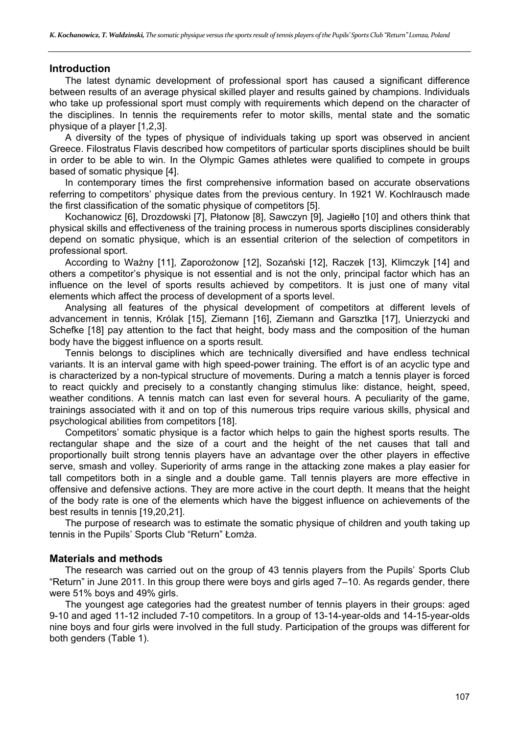## Introduction

The latest dynamic development of professional sport has caused a significant difference between results of an average physical skilled player and results gained by champions. Individuals who take up professional sport must comply with requirements which depend on the character of the disciplines. In tennis the requirements refer to motor skills, mental state and the somatic physique of a player [1,2,3].

A diversity of the types of physique of individuals taking up sport was observed in ancient Greece. Filostratus Flavis described how competitors of particular sports disciplines should be built in order to be able to win. In the Olympic Games athletes were qualified to compete in groups based of somatic physique [4].

In contemporary times the first comprehensive information based on accurate observations referring to competitors' physique dates from the previous century. In 1921 W. Kochlrausch made the first classification of the somatic physique of competitors [5].

Kochanowicz [6], Drozdowski [7], Płatonow [8], Sawczyn [9], Jagiełło [10] and others think that physical skills and effectiveness of the training process in numerous sports disciplines considerably depend on somatic physique, which is an essential criterion of the selection of competitors in professional sport.

According to Ważny [11], Zaporożonow [12], Sozański [12], Raczek [13], Klimczyk [14] and others a competitor's physique is not essential and is not the only, principal factor which has an influence on the level of sports results achieved by competitors. It is just one of many vital elements which affect the process of development of a sports level.

Analysing all features of the physical development of competitors at different levels of advancement in tennis, Królak [15], Ziemann [16], Ziemann and Garsztka [17], Unierzycki and Schefke [18] pay attention to the fact that height, body mass and the composition of the human body have the biggest influence on a sports result.

Tennis belongs to disciplines which are technically diversified and have endless technical variants. It is an interval game with high speed-power training. The effort is of an acyclic type and is characterized by a non-typical structure of movements. During a match a tennis player is forced to react quickly and precisely to a constantly changing stimulus like: distance, height, speed, weather conditions. A tennis match can last even for several hours. A peculiarity of the game, trainings associated with it and on top of this numerous trips require various skills, physical and psychological abilities from competitors [18].

Competitors' somatic physique is a factor which helps to gain the highest sports results. The rectangular shape and the size of a court and the height of the net causes that tall and proportionally built strong tennis players have an advantage over the other players in effective serve, smash and volley. Superiority of arms range in the attacking zone makes a play easier for tall competitors both in a single and a double game. Tall tennis players are more effective in offensive and defensive actions. They are more active in the court depth. It means that the height of the body rate is one of the elements which have the biggest influence on achievements of the best results in tennis [19,20,21].

The purpose of research was to estimate the somatic physique of children and youth taking up tennis in the Pupils' Sports Club "Return" Łomża.

## Materials and methods

The research was carried out on the group of 43 tennis players from the Pupils' Sports Club "Return" in June 2011. In this group there were boys and girls aged 7–10. As regards gender, there were 51% boys and 49% girls.

The youngest age categories had the greatest number of tennis players in their groups: aged 9-10 and aged 11-12 included 7-10 competitors. In a group of 13-14-year-olds and 14-15-year-olds nine boys and four girls were involved in the full study. Participation of the groups was different for both genders (Table 1).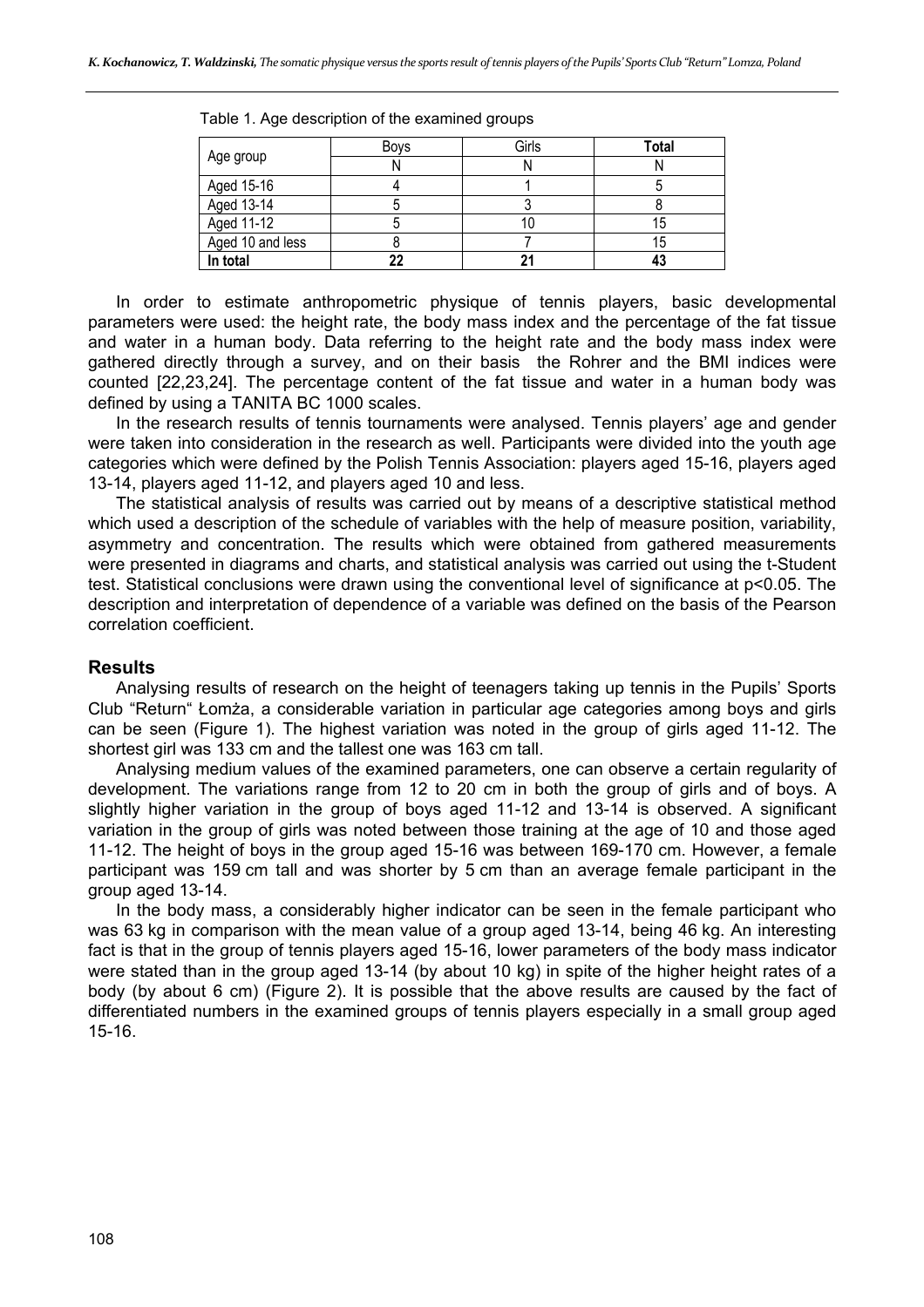Table 1. Age description of the examined groups

| Age group | Boys | Girls | **Total** |
|---|---|---|---|
| | N | N | N |
| Aged 15-16 | 4 | 1 | 5 |
| Aged 13-14 | 5 | 3 | 8 |
| Aged 11-12 | 5 | 10 | 15 |
| Aged 10 and less | 8 | 7 | 15 |
| **In total** | **22** | **21** | **43** |

In order to estimate anthropometric physique of tennis players, basic developmental parameters were used: the height rate, the body mass index and the percentage of the fat tissue and water in a human body. Data referring to the height rate and the body mass index were gathered directly through a survey, and on their basis the Rohrer and the BMI indices were counted [22,23,24]. The percentage content of the fat tissue and water in a human body was defined by using a TANITA BC 1000 scales.

In the research results of tennis tournaments were analysed. Tennis players' age and gender were taken into consideration in the research as well. Participants were divided into the youth age categories which were defined by the Polish Tennis Association: players aged 15-16, players aged 13-14, players aged 11-12, and players aged 10 and less.

The statistical analysis of results was carried out by means of a descriptive statistical method which used a description of the schedule of variables with the help of measure position, variability, asymmetry and concentration. The results which were obtained from gathered measurements were presented in diagrams and charts, and statistical analysis was carried out using the t-Student test. Statistical conclusions were drawn using the conventional level of significance at $p<0.05$. The description and interpretation of dependence of a variable was defined on the basis of the Pearson correlation coefficient.

## Results

Analysing results of research on the height of teenagers taking up tennis in the Pupils' Sports Club "Return" Łomża, a considerable variation in particular age categories among boys and girls can be seen (Figure 1). The highest variation was noted in the group of girls aged 11-12. The shortest girl was 133 cm and the tallest one was 163 cm tall.

Analysing medium values of the examined parameters, one can observe a certain regularity of development. The variations range from 12 to 20 cm in both the group of girls and of boys. A slightly higher variation in the group of boys aged 11-12 and 13-14 is observed. A significant variation in the group of girls was noted between those training at the age of 10 and those aged 11-12. The height of boys in the group aged 15-16 was between 169-170 cm. However, a female participant was 159 cm tall and was shorter by 5 cm than an average female participant in the group aged 13-14.

In the body mass, a considerably higher indicator can be seen in the female participant who was 63 kg in comparison with the mean value of a group aged 13-14, being 46 kg. An interesting fact is that in the group of tennis players aged 15-16, lower parameters of the body mass indicator were stated than in the group aged 13-14 (by about 10 kg) in spite of the higher height rates of a body (by about 6 cm) (Figure 2). It is possible that the above results are caused by the fact of differentiated numbers in the examined groups of tennis players especially in a small group aged 15-16.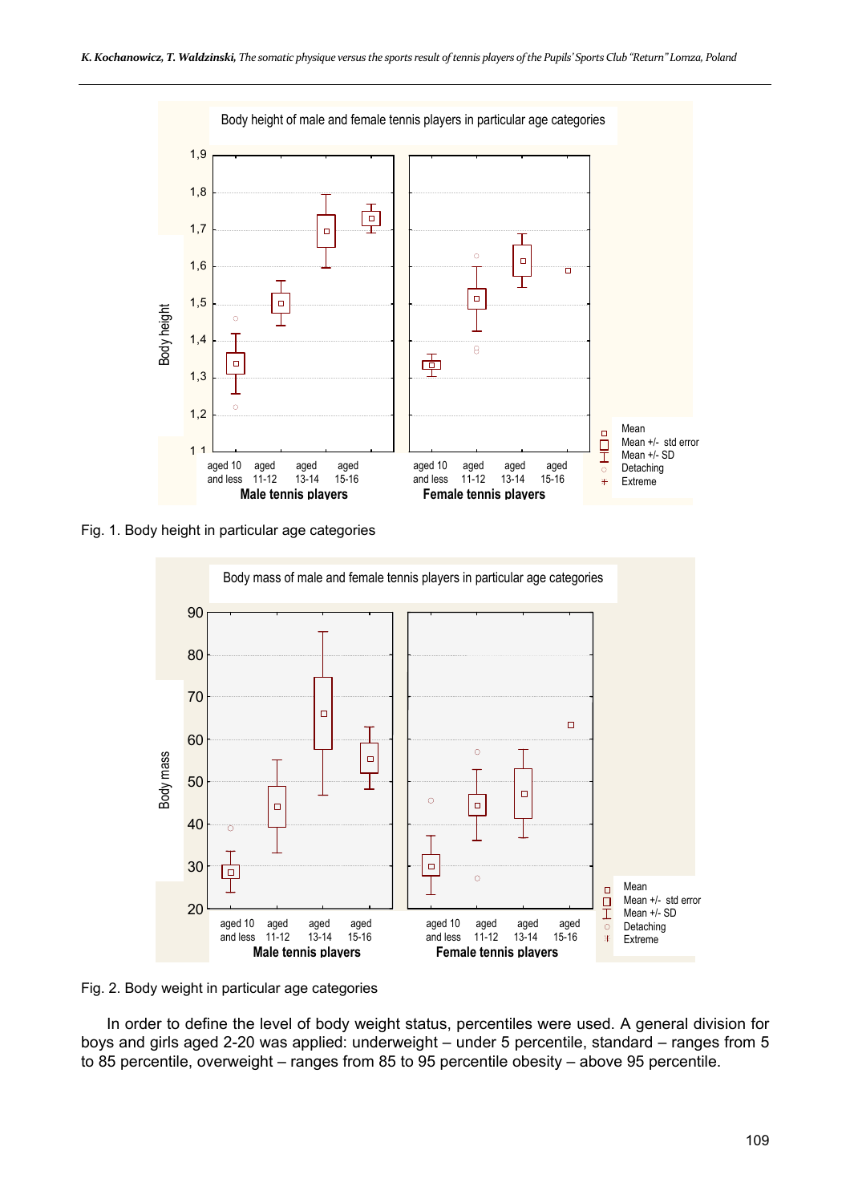Fig. 1. Body height in particular age categories

Fig. 2. Body weight in particular age categories

In order to define the level of body weight status, percentiles were used. A general division for boys and girls aged 2-20 was applied: underweight – under 5 percentile, standard – ranges from 5 to 85 percentile, overweight – ranges from 85 to 95 percentile obesity – above 95 percentile.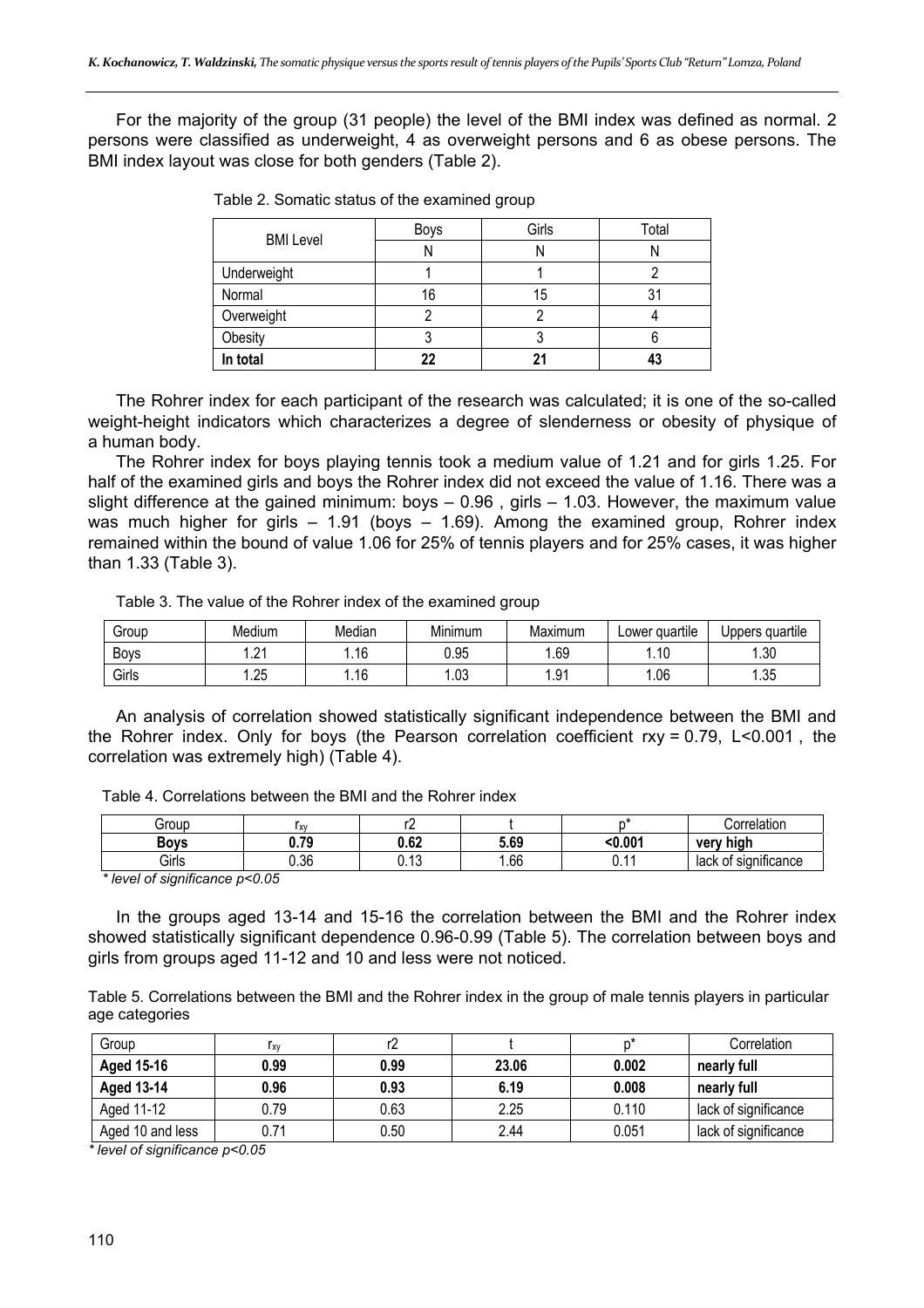For the majority of the group (31 people) the level of the BMI index was defined as normal. 2 persons were classified as underweight, 4 as overweight persons and 6 as obese persons. The BMI index layout was close for both genders (Table 2).

Table 2. Somatic status of the examined group

| BMI Level | Boys | Girls | Total |
|---|---|---|---|
| | N | N | N |
| Underweight | 1 | 1 | 2 |
| Normal | 16 | 15 | 31 |
| Overweight | 2 | 2 | 4 |
| Obesity | 3 | 3 | 6 |
| **In total** | **22** | **21** | **43** |

The Rohrer index for each participant of the research was calculated; it is one of the so-called weight-height indicators which characterizes a degree of slenderness or obesity of physique of a human body.

The Rohrer index for boys playing tennis took a medium value of 1.21 and for girls 1.25. For half of the examined girls and boys the Rohrer index did not exceed the value of 1.16. There was a slight difference at the gained minimum: boys – 0.96 , girls – 1.03. However, the maximum value was much higher for girls – 1.91 (boys – 1.69). Among the examined group, Rohrer index remained within the bound of value 1.06 for 25% of tennis players and for 25% cases, it was higher than 1.33 (Table 3).

Table 3. The value of the Rohrer index of the examined group

| Group | Medium | Median | Minimum | Maximum | Lower quartile | Uppers quartile |
|---|---|---|---|---|---|---|
| Boys | 1.21 | 1.16 | 0.95 | 1.69 | 1.10 | 1.30 |
| Girls | 1.25 | 1.16 | 1.03 | 1.91 | 1.06 | 1.35 |

An analysis of correlation showed statistically significant independence between the BMI and the Rohrer index. Only for boys (the Pearson correlation coefficient rxy = 0.79, L<0.001 , the correlation was extremely high) (Table 4).

Table 4. Correlations between the BMI and the Rohrer index

| Group | $r_{xy}$ | r2 | t | p* | Correlation |
|---|---|---|---|---|---|
| **Boys** | **0.79** | **0.62** | **5.69** | **<0.001** | **very high** |
| Girls | 0.36 | 0.13 | 1.66 | 0.11 | lack of significance |

*\* level of significance p<0.05*

In the groups aged 13-14 and 15-16 the correlation between the BMI and the Rohrer index showed statistically significant dependence 0.96-0.99 (Table 5). The correlation between boys and girls from groups aged 11-12 and 10 and less were not noticed.

Table 5. Correlations between the BMI and the Rohrer index in the group of male tennis players in particular age categories

| Group | $r_{xy}$ | r2 | t | p* | Correlation |
|---|---|---|---|---|---|
| **Aged 15-16** | **0.99** | **0.99** | **23.06** | **0.002** | **nearly full** |
| **Aged 13-14** | **0.96** | **0.93** | **6.19** | **0.008** | **nearly full** |
| Aged 11-12 | 0.79 | 0.63 | 2.25 | 0.110 | lack of significance |
| Aged 10 and less | 0.71 | 0.50 | 2.44 | 0.051 | lack of significance |

*\* level of significance p<0.05*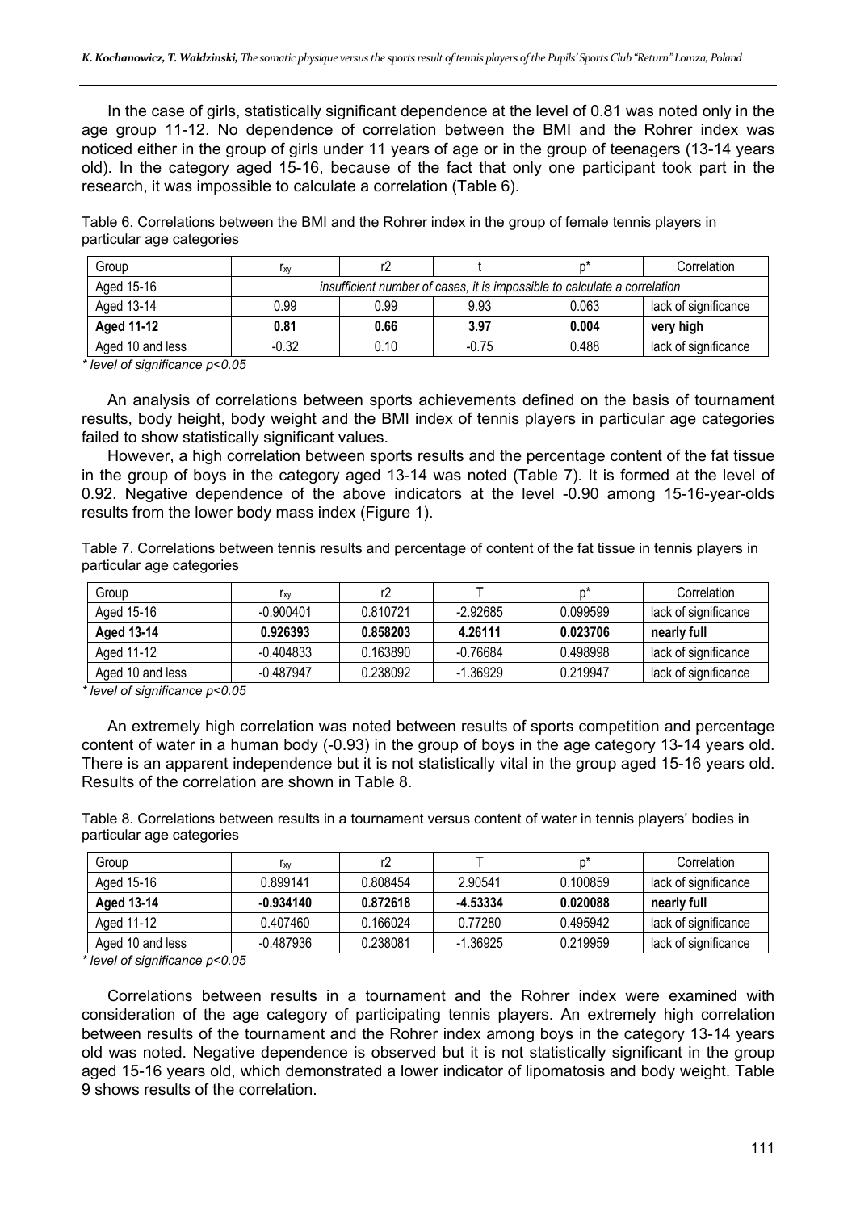In the case of girls, statistically significant dependence at the level of 0.81 was noted only in the age group 11-12. No dependence of correlation between the BMI and the Rohrer index was noticed either in the group of girls under 11 years of age or in the group of teenagers (13-14 years old). In the category aged 15-16, because of the fact that only one participant took part in the research, it was impossible to calculate a correlation (Table 6).

Table 6. Correlations between the BMI and the Rohrer index in the group of female tennis players in particular age categories

| Group | $r_{xy}$ | r2 | t | p* | Correlation |
|---|---|---|---|---|---|
| Aged 15-16 | *insufficient number of cases, it is impossible to calculate a correlation* | | | | |
| Aged 13-14 | 0.99 | 0.99 | 9.93 | 0.063 | lack of significance |
| **Aged 11-12** | **0.81** | **0.66** | **3.97** | **0.004** | **very high** |
| Aged 10 and less | -0.32 | 0.10 | -0.75 | 0.488 | lack of significance |

*\* level of significance p<0.05*

An analysis of correlations between sports achievements defined on the basis of tournament results, body height, body weight and the BMI index of tennis players in particular age categories failed to show statistically significant values.

However, a high correlation between sports results and the percentage content of the fat tissue in the group of boys in the category aged 13-14 was noted (Table 7). It is formed at the level of 0.92. Negative dependence of the above indicators at the level -0.90 among 15-16-year-olds results from the lower body mass index (Figure 1).

Table 7. Correlations between tennis results and percentage of content of the fat tissue in tennis players in particular age categories

| Group | $r_{xy}$ | r2 | T | p* | Correlation |
|---|---|---|---|---|---|
| Aged 15-16 | -0.900401 | 0.810721 | -2.92685 | 0.099599 | lack of significance |
| **Aged 13-14** | **0.926393** | **0.858203** | **4.26111** | **0.023706** | **nearly full** |
| Aged 11-12 | -0.404833 | 0.163890 | -0.76684 | 0.498998 | lack of significance |
| Aged 10 and less | -0.487947 | 0.238092 | -1.36929 | 0.219947 | lack of significance |

*\* level of significance p<0.05*

An extremely high correlation was noted between results of sports competition and percentage content of water in a human body (-0.93) in the group of boys in the age category 13-14 years old. There is an apparent independence but it is not statistically vital in the group aged 15-16 years old. Results of the correlation are shown in Table 8.

Table 8. Correlations between results in a tournament versus content of water in tennis players' bodies in particular age categories

| Group | $r_{xy}$ | r2 | T | p* | Correlation |
|---|---|---|---|---|---|
| Aged 15-16 | 0.899141 | 0.808454 | 2.90541 | 0.100859 | lack of significance |
| **Aged 13-14** | **-0.934140** | **0.872618** | **-4.53334** | **0.020088** | **nearly full** |
| Aged 11-12 | 0.407460 | 0.166024 | 0.77280 | 0.495942 | lack of significance |
| Aged 10 and less | -0.487936 | 0.238081 | -1.36925 | 0.219959 | lack of significance |

*\* level of significance p<0.05*

Correlations between results in a tournament and the Rohrer index were examined with consideration of the age category of participating tennis players. An extremely high correlation between results of the tournament and the Rohrer index among boys in the category 13-14 years old was noted. Negative dependence is observed but it is not statistically significant in the group aged 15-16 years old, which demonstrated a lower indicator of lipomatosis and body weight. Table 9 shows results of the correlation.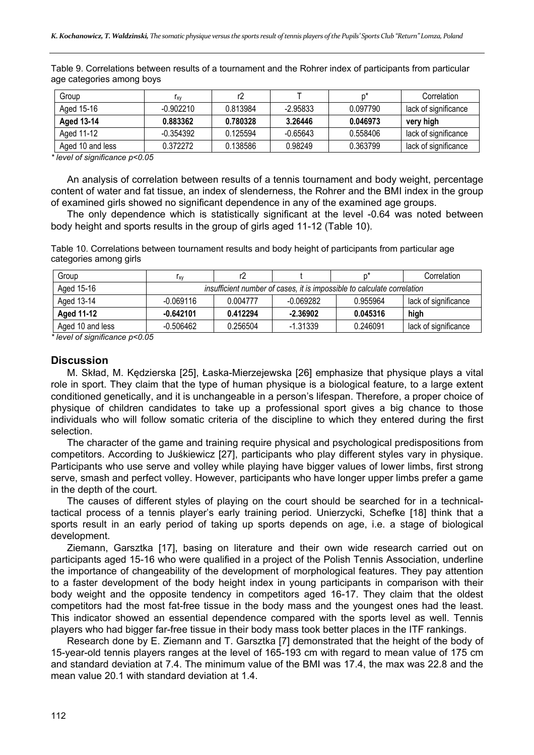Table 9. Correlations between results of a tournament and the Rohrer index of participants from particular age categories among boys

| Group | $r_{xy}$ | r2 | T | p* | Correlation |
|---|---|---|---|---|---|
| Aged 15-16 | -0.902210 | 0.813984 | -2.95833 | 0.097790 | lack of significance |
| **Aged 13-14** | **0.883362** | **0.780328** | **3.26446** | **0.046973** | **very high** |
| Aged 11-12 | -0.354392 | 0.125594 | -0.65643 | 0.558406 | lack of significance |
| Aged 10 and less | 0.372272 | 0.138586 | 0.98249 | 0.363799 | lack of significance |

*\* level of significance p<0.05*

An analysis of correlation between results of a tennis tournament and body weight, percentage content of water and fat tissue, an index of slenderness, the Rohrer and the BMI index in the group of examined girls showed no significant dependence in any of the examined age groups.

The only dependence which is statistically significant at the level -0.64 was noted between body height and sports results in the group of girls aged 11-12 (Table 10).

Table 10. Correlations between tournament results and body height of participants from particular age categories among girls

| Group | $r_{xy}$ | r2 | t | p* | Correlation |
|---|---|---|---|---|---|
| Aged 15-16 | *insufficient number of cases, it is impossible to calculate correlation* | | | | |
| Aged 13-14 | -0.069116 | 0.004777 | -0.069282 | 0.955964 | lack of significance |
| **Aged 11-12** | **-0.642101** | **0.412294** | **-2.36902** | **0.045316** | **high** |
| Aged 10 and less | -0.506462 | 0.256504 | -1.31339 | 0.246091 | lack of significance |

*\* level of significance p<0.05*

## Discussion

M. Skład, M. Kędzierska [25], Łaska-Mierzejewska [26] emphasize that physique plays a vital role in sport. They claim that the type of human physique is a biological feature, to a large extent conditioned genetically, and it is unchangeable in a person's lifespan. Therefore, a proper choice of physique of children candidates to take up a professional sport gives a big chance to those individuals who will follow somatic criteria of the discipline to which they entered during the first selection.

The character of the game and training require physical and psychological predispositions from competitors. According to Juśkiewicz [27], participants who play different styles vary in physique. Participants who use serve and volley while playing have bigger values of lower limbs, first strong serve, smash and perfect volley. However, participants who have longer upper limbs prefer a game in the depth of the court.

The causes of different styles of playing on the court should be searched for in a technical-tactical process of a tennis player's early training period. Unierzycki, Schefke [18] think that a sports result in an early period of taking up sports depends on age, i.e. a stage of biological development.

Ziemann, Garsztka [17], basing on literature and their own wide research carried out on participants aged 15-16 who were qualified in a project of the Polish Tennis Association, underline the importance of changeability of the development of morphological features. They pay attention to a faster development of the body height index in young participants in comparison with their body weight and the opposite tendency in competitors aged 16-17. They claim that the oldest competitors had the most fat-free tissue in the body mass and the youngest ones had the least. This indicator showed an essential dependence compared with the sports level as well. Tennis players who had bigger far-free tissue in their body mass took better places in the ITF rankings.

Research done by E. Ziemann and T. Garsztka [7] demonstrated that the height of the body of 15-year-old tennis players ranges at the level of 165-193 cm with regard to mean value of 175 cm and standard deviation at 7.4. The minimum value of the BMI was 17.4, the max was 22.8 and the mean value 20.1 with standard deviation at 1.4.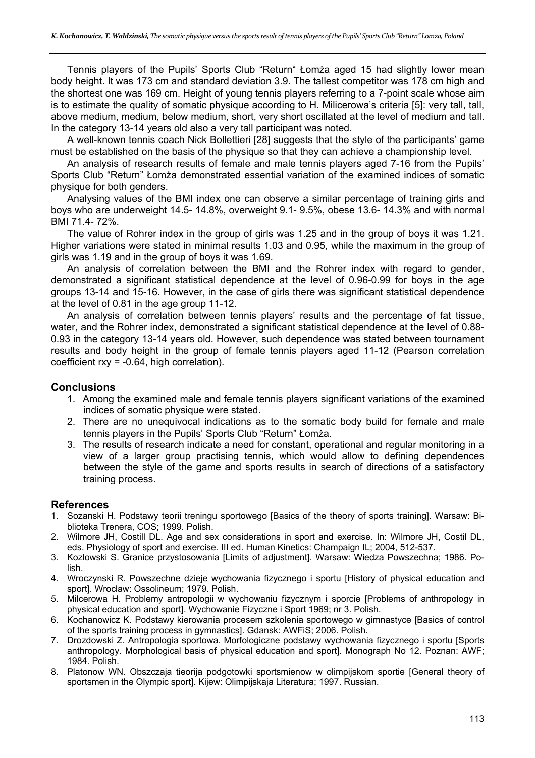Tennis players of the Pupils' Sports Club "Return" Łomża aged 15 had slightly lower mean body height. It was 173 cm and standard deviation 3.9. The tallest competitor was 178 cm high and the shortest one was 169 cm. Height of young tennis players referring to a 7-point scale whose aim is to estimate the quality of somatic physique according to H. Milicerowa's criteria [5]: very tall, tall, above medium, medium, below medium, short, very short oscillated at the level of medium and tall. In the category 13-14 years old also a very tall participant was noted.

A well-known tennis coach Nick Bollettieri [28] suggests that the style of the participants' game must be established on the basis of the physique so that they can achieve a championship level.

An analysis of research results of female and male tennis players aged 7-16 from the Pupils' Sports Club "Return" Łomża demonstrated essential variation of the examined indices of somatic physique for both genders.

Analysing values of the BMI index one can observe a similar percentage of training girls and boys who are underweight 14.5- 14.8%, overweight 9.1- 9.5%, obese 13.6- 14.3% and with normal BMI 71.4- 72%.

The value of Rohrer index in the group of girls was 1.25 and in the group of boys it was 1.21. Higher variations were stated in minimal results 1.03 and 0.95, while the maximum in the group of girls was 1.19 and in the group of boys it was 1.69.

An analysis of correlation between the BMI and the Rohrer index with regard to gender, demonstrated a significant statistical dependence at the level of 0.96-0.99 for boys in the age groups 13-14 and 15-16. However, in the case of girls there was significant statistical dependence at the level of 0.81 in the age group 11-12.

An analysis of correlation between tennis players' results and the percentage of fat tissue, water, and the Rohrer index, demonstrated a significant statistical dependence at the level of 0.88-0.93 in the category 13-14 years old. However, such dependence was stated between tournament results and body height in the group of female tennis players aged 11-12 (Pearson correlation coefficient $r_{xy} = -0.64$, high correlation).

## Conclusions

1. Among the examined male and female tennis players significant variations of the examined indices of somatic physique were stated.
2. There are no unequivocal indications as to the somatic body build for female and male tennis players in the Pupils' Sports Club "Return" Łomża.
3. The results of research indicate a need for constant, operational and regular monitoring in a view of a larger group practising tennis, which would allow to defining dependences between the style of the game and sports results in search of directions of a satisfactory training process.

## References

1. Sozanski H. Podstawy teorii treningu sportowego [Basics of the theory of sports training]. Warsaw: Biblioteka Trenera, COS; 1999. Polish.
2. Wilmore JH, Costill DL. Age and sex considerations in sport and exercise. In: Wilmore JH, Costil DL, eds. Physiology of sport and exercise. III ed. Human Kinetics: Champaign IL; 2004, 512-537.
3. Kozlowski S. Granice przystosowania [Limits of adjustment]. Warsaw: Wiedza Powszechna; 1986. Polish.
4. Wroczynski R. Powszechne dzieje wychowania fizycznego i sportu [History of physical education and sport]. Wroclaw: Ossolineum; 1979. Polish.
5. Milcerowa H. Problemy antropologii w wychowaniu fizycznym i sporcie [Problems of anthropology in physical education and sport]. Wychowanie Fizyczne i Sport 1969; nr 3. Polish.
6. Kochanowicz K. Podstawy kierowania procesem szkolenia sportowego w gimnastyce [Basics of control of the sports training process in gymnastics]. Gdansk: AWFiS; 2006. Polish.
7. Drozdowski Z. Antropologia sportowa. Morfologiczne podstawy wychowania fizycznego i sportu [Sports anthropology. Morphological basis of physical education and sport]. Monograph No 12. Poznan: AWF; 1984. Polish.
8. Platonow WN. Obszczaja tieorija podgotowki sportsmienow w olimpijskom sportie [General theory of sportsmen in the Olympic sport]. Kijew: Olimpijskaja Literatura; 1997. Russian.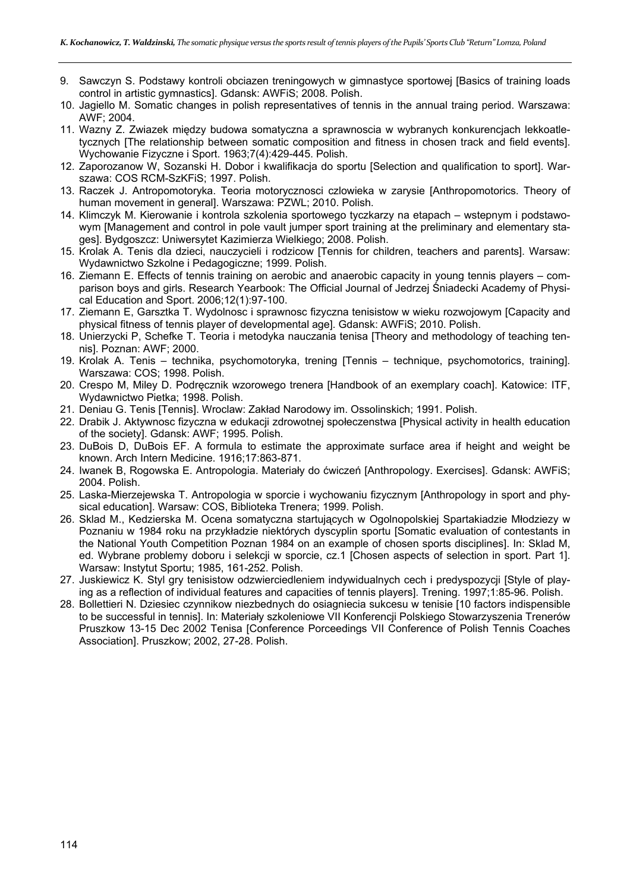9. Sawczyn S. Podstawy kontroli obciazen treningowych w gimnastyce sportowej [Basics of training loads control in artistic gymnastics]. Gdansk: AWFiS; 2008. Polish.
10. Jagiello M. Somatic changes in polish representatives of tennis in the annual traing period. Warszawa: AWF; 2004.
11. Wazny Z. Zwiazek między budowa somatyczna a sprawnoscia w wybranych konkurencjach lekkoatletycznych [The relationship between somatic composition and fitness in chosen track and field events]. Wychowanie Fizyczne i Sport. 1963;7(4):429-445. Polish.
12. Zaporozanow W, Sozanski H. Dobor i kwalifikacja do sportu [Selection and qualification to sport]. Warszawa: COS RCM-SzKFiS; 1997. Polish.
13. Raczek J. Antropomotoryka. Teoria motorycznosci czlowieka w zarysie [Anthropomotorics. Theory of human movement in general]. Warszawa: PZWL; 2010. Polish.
14. Klimczyk M. Kierowanie i kontrola szkolenia sportowego tyczkarzy na etapach – wstepnym i podstawowym [Management and control in pole vault jumper sport training at the preliminary and elementary stages]. Bydgoszcz: Uniwersytet Kazimierza Wielkiego; 2008. Polish.
15. Krolak A. Tenis dla dzieci, nauczycieli i rodzicow [Tennis for children, teachers and parents]. Warsaw: Wydawnictwo Szkolne i Pedagogiczne; 1999. Polish.
16. Ziemann E. Effects of tennis training on aerobic and anaerobic capacity in young tennis players – comparison boys and girls. Research Yearbook: The Official Journal of Jedrzej Śniadecki Academy of Physical Education and Sport. 2006;12(1):97-100.
17. Ziemann E, Garsztka T. Wydolnosc i sprawnosc fizyczna tenisistow w wieku rozwojowym [Capacity and physical fitness of tennis player of developmental age]. Gdansk: AWFiS; 2010. Polish.
18. Unierzycki P, Schefke T. Teoria i metodyka nauczania tenisa [Theory and methodology of teaching tennis]. Poznan: AWF; 2000.
19. Krolak A. Tenis – technika, psychomotoryka, trening [Tennis – technique, psychomotorics, training]. Warszawa: COS; 1998. Polish.
20. Crespo M, Miley D. Podręcznik wzorowego trenera [Handbook of an exemplary coach]. Katowice: ITF, Wydawnictwo Pietka; 1998. Polish.
21. Deniau G. Tenis [Tennis]. Wroclaw: Zakład Narodowy im. Ossolinskich; 1991. Polish.
22. Drabik J. Aktywnosc fizyczna w edukacji zdrowotnej społeczenstwa [Physical activity in health education of the society]. Gdansk: AWF; 1995. Polish.
23. DuBois D, DuBois EF. A formula to estimate the approximate surface area if height and weight be known. Arch Intern Medicine. 1916;17:863-871.
24. Iwanek B, Rogowska E. Antropologia. Materiały do ćwiczeń [Anthropology. Exercises]. Gdansk: AWFiS; 2004. Polish.
25. Laska-Mierzejewska T. Antropologia w sporcie i wychowaniu fizycznym [Anthropology in sport and physical education]. Warsaw: COS, Biblioteka Trenera; 1999. Polish.
26. Sklad M., Kedzierska M. Ocena somatyczna startujących w Ogolnopolskiej Spartakiadzie Młodziezy w Poznaniu w 1984 roku na przykładzie niektórych dyscyplin sportu [Somatic evaluation of contestants in the National Youth Competition Poznan 1984 on an example of chosen sports disciplines]. In: Sklad M, ed. Wybrane problemy doboru i selekcji w sporcie, cz.1 [Chosen aspects of selection in sport. Part 1]. Warsaw: Instytut Sportu; 1985, 161-252. Polish.
27. Juskiewicz K. Styl gry tenisistow odzwierciedleniem indywidualnych cech i predyspozycji [Style of playing as a reflection of individual features and capacities of tennis players]. Trening. 1997;1:85-96. Polish.
28. Bollettieri N. Dziesiec czynnikow niezbednych do osiagniecia sukcesu w tenisie [10 factors indispensible to be successful in tennis]. In: Materiały szkoleniowe VII Konferencji Polskiego Stowarzyszenia Trenerów Pruszkow 13-15 Dec 2002 Tenisa [Conference Porceedings VII Conference of Polish Tennis Coaches Association]. Pruszkow; 2002, 27-28. Polish.